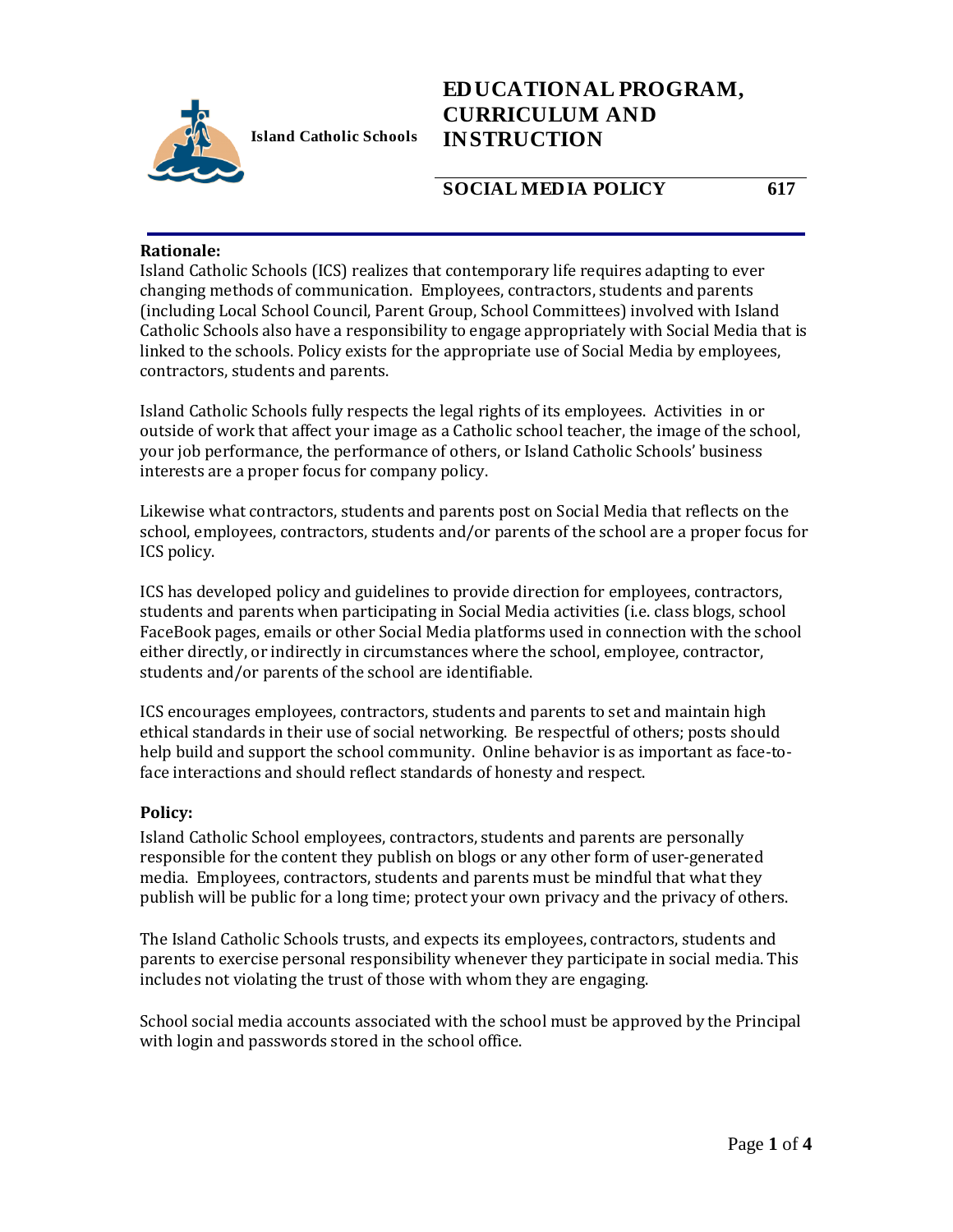Island Catholic Schools

# EDUCATIONAL PROGRAM, CURRICULUM AND INSTRUCTION

## SOCIAL MEDIA POLICY 617

**Rationale:**

Island Catholic Schools (ICS) realizes that contemporary life requires adapting to ever changing methods of communication. Employees, contractors, students and parents (including Local School Council, Parent Group, School Committees) involved with Island Catholic Schools also have a responsibility to engage appropriately with Social Media that is linked to the schools. Policy exists for the appropriate use of Social Media by employees, contractors, students and parents.

Island Catholic Schools fully respects the legal rights of its employees. Activities in or outside of work that affect your image as a Catholic school teacher, the image of the school, your job performance, the performance of others, or Island Catholic Schools' business interests are a proper focus for company policy.

Likewise what contractors, students and parents post on Social Media that reflects on the school, employees, contractors, students and/or parents of the school are a proper focus for ICS policy.

ICS has developed policy and guidelines to provide direction for employees, contractors, students and parents when participating in Social Media activities (i.e. class blogs, school FaceBook pages, emails or other Social Media platforms used in connection with the school either directly, or indirectly in circumstances where the school, employee, contractor, students and/or parents of the school are identifiable.

ICS encourages employees, contractors, students and parents to set and maintain high ethical standards in their use of social networking. Be respectful of others; posts should help build and support the school community. Online behavior is as important as face-to-face interactions and should reflect standards of honesty and respect.

**Policy:**

Island Catholic School employees, contractors, students and parents are personally responsible for the content they publish on blogs or any other form of user-generated media. Employees, contractors, students and parents must be mindful that what they publish will be public for a long time; protect your own privacy and the privacy of others.

The Island Catholic Schools trusts, and expects its employees, contractors, students and parents to exercise personal responsibility whenever they participate in social media. This includes not violating the trust of those with whom they are engaging.

School social media accounts associated with the school must be approved by the Principal with login and passwords stored in the school office.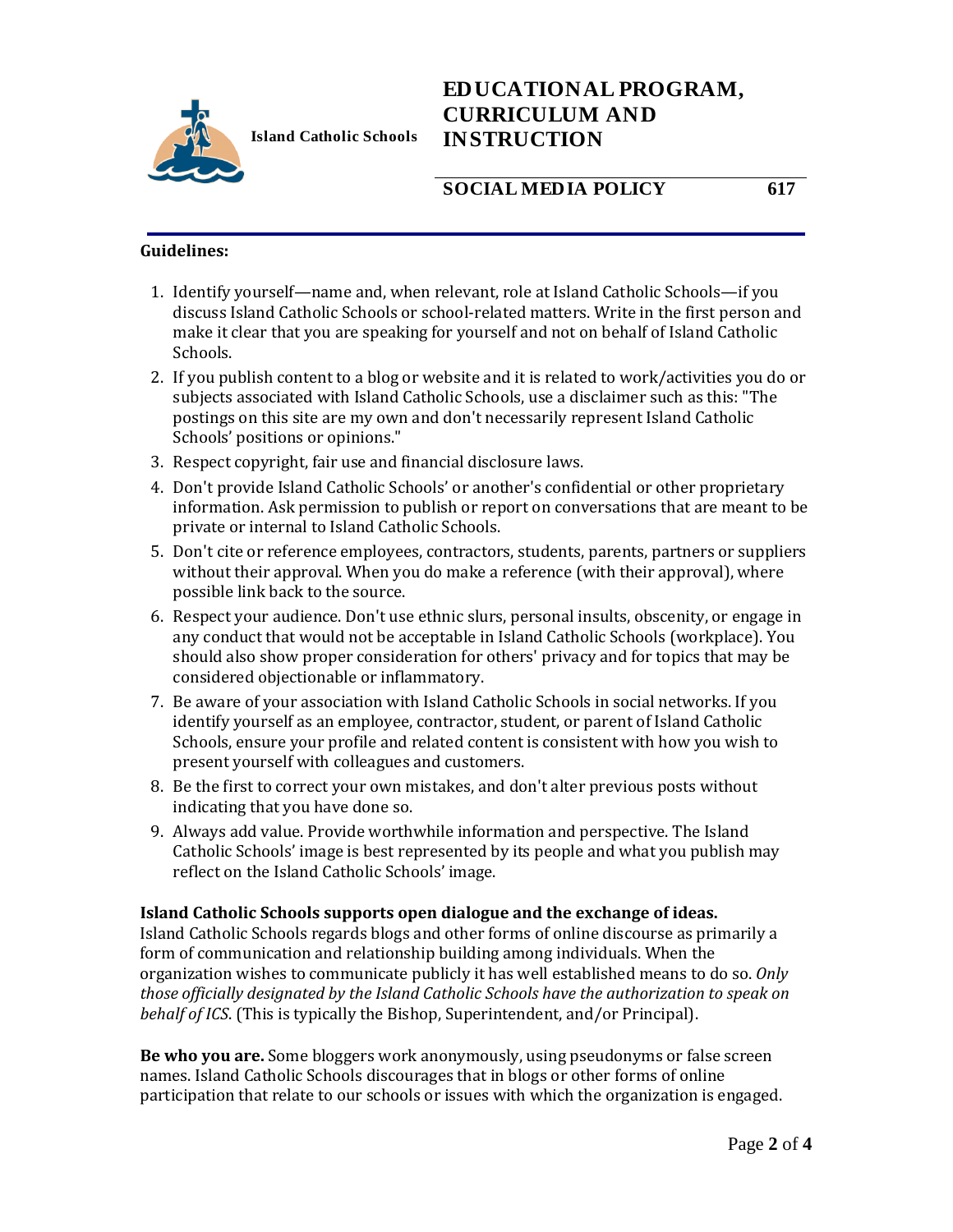**Guidelines:**

1. Identify yourself—name and, when relevant, role at Island Catholic Schools—if you discuss Island Catholic Schools or school-related matters. Write in the first person and make it clear that you are speaking for yourself and not on behalf of Island Catholic Schools.
2. If you publish content to a blog or website and it is related to work/activities you do or subjects associated with Island Catholic Schools, use a disclaimer such as this: "The postings on this site are my own and don't necessarily represent Island Catholic Schools' positions or opinions."
3. Respect copyright, fair use and financial disclosure laws.
4. Don't provide Island Catholic Schools' or another's confidential or other proprietary information. Ask permission to publish or report on conversations that are meant to be private or internal to Island Catholic Schools.
5. Don't cite or reference employees, contractors, students, parents, partners or suppliers without their approval. When you do make a reference (with their approval), where possible link back to the source.
6. Respect your audience. Don't use ethnic slurs, personal insults, obscenity, or engage in any conduct that would not be acceptable in Island Catholic Schools (workplace). You should also show proper consideration for others' privacy and for topics that may be considered objectionable or inflammatory.
7. Be aware of your association with Island Catholic Schools in social networks. If you identify yourself as an employee, contractor, student, or parent of Island Catholic Schools, ensure your profile and related content is consistent with how you wish to present yourself with colleagues and customers.
8. Be the first to correct your own mistakes, and don't alter previous posts without indicating that you have done so.
9. Always add value. Provide worthwhile information and perspective. The Island Catholic Schools' image is best represented by its people and what you publish may reflect on the Island Catholic Schools' image.

**Island Catholic Schools supports open dialogue and the exchange of ideas.** Island Catholic Schools regards blogs and other forms of online discourse as primarily a form of communication and relationship building among individuals. When the organization wishes to communicate publicly it has well established means to do so. *Only those officially designated by the Island Catholic Schools have the authorization to speak on behalf of ICS.* (This is typically the Bishop, Superintendent, and/or Principal).

**Be who you are.** Some bloggers work anonymously, using pseudonyms or false screen names. Island Catholic Schools discourages that in blogs or other forms of online participation that relate to our schools or issues with which the organization is engaged.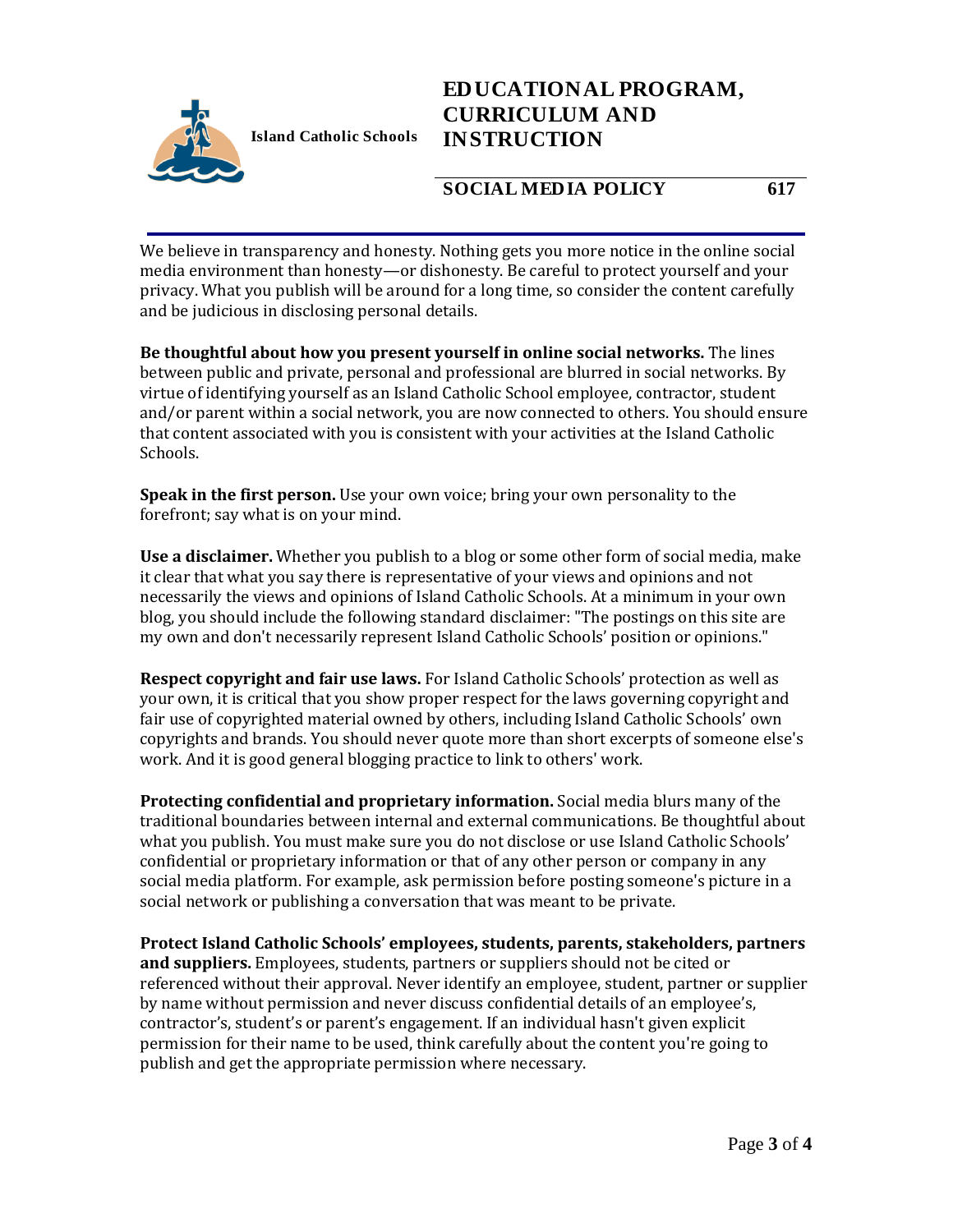We believe in transparency and honesty. Nothing gets you more notice in the online social media environment than honesty—or dishonesty. Be careful to protect yourself and your privacy. What you publish will be around for a long time, so consider the content carefully and be judicious in disclosing personal details.

**Be thoughtful about how you present yourself in online social networks.** The lines between public and private, personal and professional are blurred in social networks. By virtue of identifying yourself as an Island Catholic School employee, contractor, student and/or parent within a social network, you are now connected to others. You should ensure that content associated with you is consistent with your activities at the Island Catholic Schools.

**Speak in the first person.** Use your own voice; bring your own personality to the forefront; say what is on your mind.

**Use a disclaimer.** Whether you publish to a blog or some other form of social media, make it clear that what you say there is representative of your views and opinions and not necessarily the views and opinions of Island Catholic Schools. At a minimum in your own blog, you should include the following standard disclaimer: "The postings on this site are my own and don't necessarily represent Island Catholic Schools' position or opinions."

**Respect copyright and fair use laws.** For Island Catholic Schools' protection as well as your own, it is critical that you show proper respect for the laws governing copyright and fair use of copyrighted material owned by others, including Island Catholic Schools' own copyrights and brands. You should never quote more than short excerpts of someone else's work. And it is good general blogging practice to link to others' work.

**Protecting confidential and proprietary information.** Social media blurs many of the traditional boundaries between internal and external communications. Be thoughtful about what you publish. You must make sure you do not disclose or use Island Catholic Schools' confidential or proprietary information or that of any other person or company in any social media platform. For example, ask permission before posting someone's picture in a social network or publishing a conversation that was meant to be private.

**Protect Island Catholic Schools' employees, students, parents, stakeholders, partners and suppliers.** Employees, students, partners or suppliers should not be cited or referenced without their approval. Never identify an employee, student, partner or supplier by name without permission and never discuss confidential details of an employee's, contractor's, student's or parent's engagement. If an individual hasn't given explicit permission for their name to be used, think carefully about the content you're going to publish and get the appropriate permission where necessary.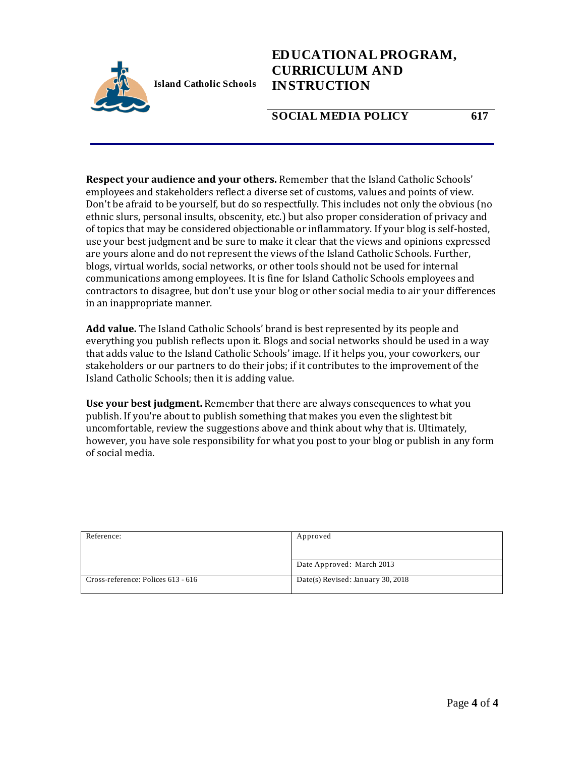**Respect your audience and your others.** Remember that the Island Catholic Schools' employees and stakeholders reflect a diverse set of customs, values and points of view. Don't be afraid to be yourself, but do so respectfully. This includes not only the obvious (no ethnic slurs, personal insults, obscenity, etc.) but also proper consideration of privacy and of topics that may be considered objectionable or inflammatory. If your blog is self-hosted, use your best judgment and be sure to make it clear that the views and opinions expressed are yours alone and do not represent the views of the Island Catholic Schools. Further, blogs, virtual worlds, social networks, or other tools should not be used for internal communications among employees. It is fine for Island Catholic Schools employees and contractors to disagree, but don't use your blog or other social media to air your differences in an inappropriate manner.

**Add value.** The Island Catholic Schools' brand is best represented by its people and everything you publish reflects upon it. Blogs and social networks should be used in a way that adds value to the Island Catholic Schools' image. If it helps you, your coworkers, our stakeholders or our partners to do their jobs; if it contributes to the improvement of the Island Catholic Schools; then it is adding value.

**Use your best judgment.** Remember that there are always consequences to what you publish. If you're about to publish something that makes you even the slightest bit uncomfortable, review the suggestions above and think about why that is. Ultimately, however, you have sole responsibility for what you post to your blog or publish in any form of social media.

| | |
|---|---|
| Reference: | Approved |
| | Date Approved: March 2013 |
| Cross-reference: Polices 613 - 616 | Date(s) Revised: January 30, 2018 |